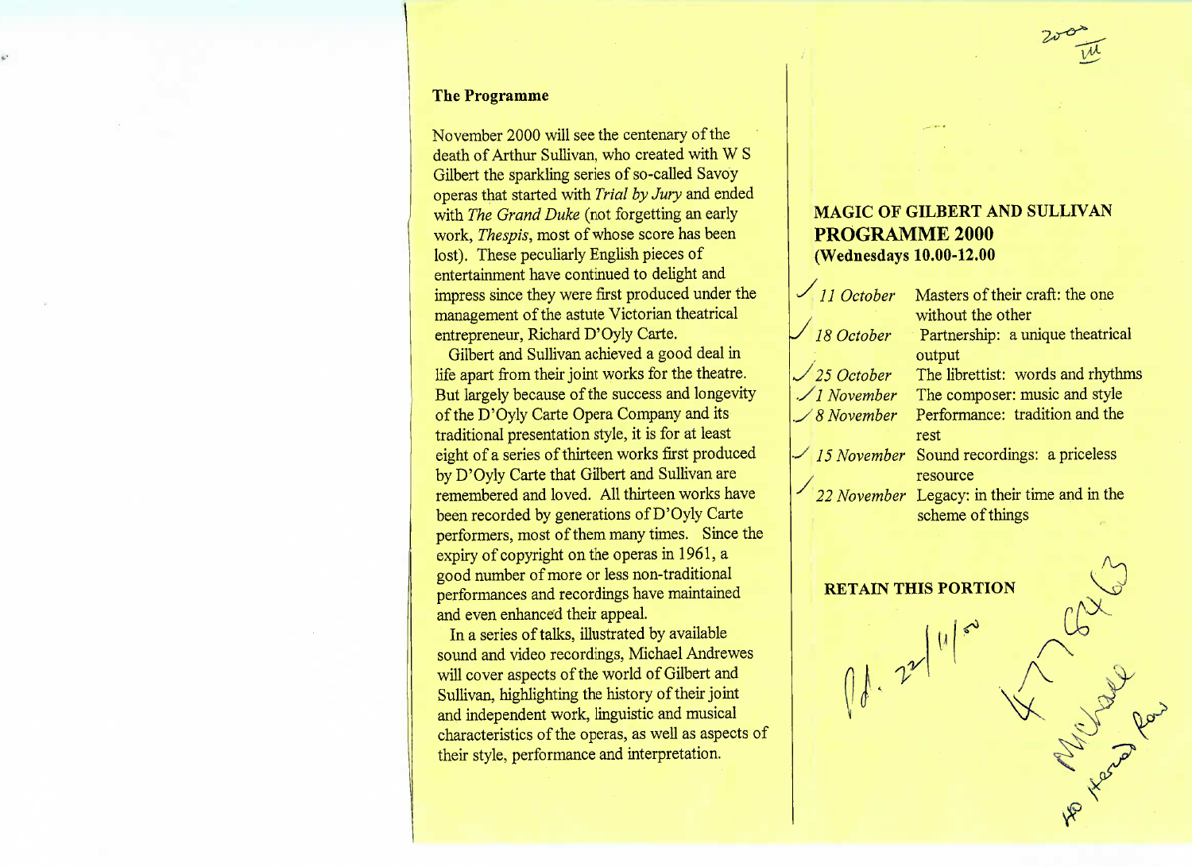## The Programme

November 2000 will see the centenary of the death of Arthur Sullivan, who created with W S Gilbert the sparkling series of so-called Savoy operas that started with *Trial by Jury* and ended with *The Grand Duke* (not forgetting an early work, *Thespis*, most of whose score has been lost). These peculiarly English pieces of entertainment have continued to delight and impress since they were first produced under the management of the astute Victorian theatrical entrepreneur, Richard D'Oyly Carte.

Gilbert and Sullivan achieved a good deal in life apart from their joint works for the theatre. But largely because of the success and longevity of the D'Oyly Carte Opera Company and its traditional presentation style, it is for at least eight of a series of thirteen works first produced by D'Oyly Carte that Gilbert and Sullivan are remembered and loved. All thirteen works have been recorded by generations of D'Oyly Carte performers, most of them many times. Since the expiry of copyright on the operas in 1961, a good number of more or less non-traditional performances and recordings have maintained and even enhanced their appeal.

In a series of talks, illustrated by available sound and video recordings, Michael Andrewes will cover aspects of the world of Gilbert and Sullivan, highlighting the history of their joint and independent work, linguistic and musical characteristics of the operas, as well as aspects of their style, performance and interpretation.

## MAGIC OF GILBERT AND SULLIVAN
## PROGRAMME 2000
**(Wednesdays 10.00-12.00)**

| | |
|---|---|
| *11 October* | Masters of their craft: the one without the other |
| *18 October* | Partnership: a unique theatrical output |
| *25 October* | The librettist: words and rhythms |
| *1 November* | The composer: music and style |
| *8 November* | Performance: tradition and the rest |
| *15 November* | Sound recordings: a priceless resource |
| *22 November* | Legacy: in their time and in the scheme of things |

**RETAIN THIS PORTION**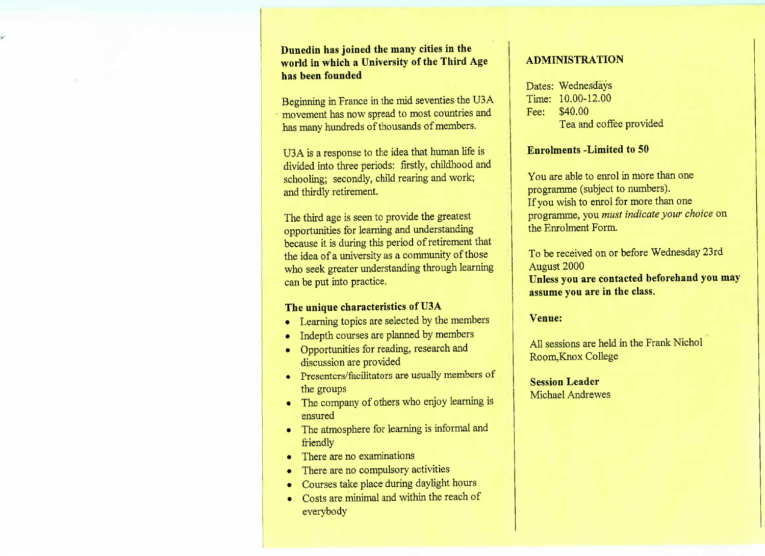**Dunedin has joined the many cities in the world in which a University of the Third Age has been founded**

Beginning in France in the mid seventies the U3A movement has now spread to most countries and has many hundreds of thousands of members.

U3A is a response to the idea that human life is divided into three periods: firstly, childhood and schooling; secondly, child rearing and work; and thirdly retirement.

The third age is seen to provide the greatest opportunities for learning and understanding because it is during this period of retirement that the idea of a university as a community of those who seek greater understanding through learning can be put into practice.

**The unique characteristics of U3A**

- Learning topics are selected by the members
- Indepth courses are planned by members
- Opportunities for reading, research and discussion are provided
- Presenters/facilitators are usually members of the groups
- The company of others who enjoy learning is ensured
- The atmosphere for learning is informal and friendly
- There are no examinations
- There are no compulsory activities
- Courses take place during daylight hours
- Costs are minimal and within the reach of everybody

## ADMINISTRATION

Dates: Wednesdays
Time: 10.00-12.00
Fee: $40.00
Tea and coffee provided

**Enrolments -Limited to 50**

You are able to enrol in more than one programme (subject to numbers).
If you wish to enrol for more than one programme, you *must indicate your choice* on the Enrolment Form.

To be received on or before Wednesday 23rd August 2000
**Unless you are contacted beforehand you may assume you are in the class.**

**Venue:**

All sessions are held in the Frank Nichol Room,Knox College

**Session Leader**
Michael Andrewes